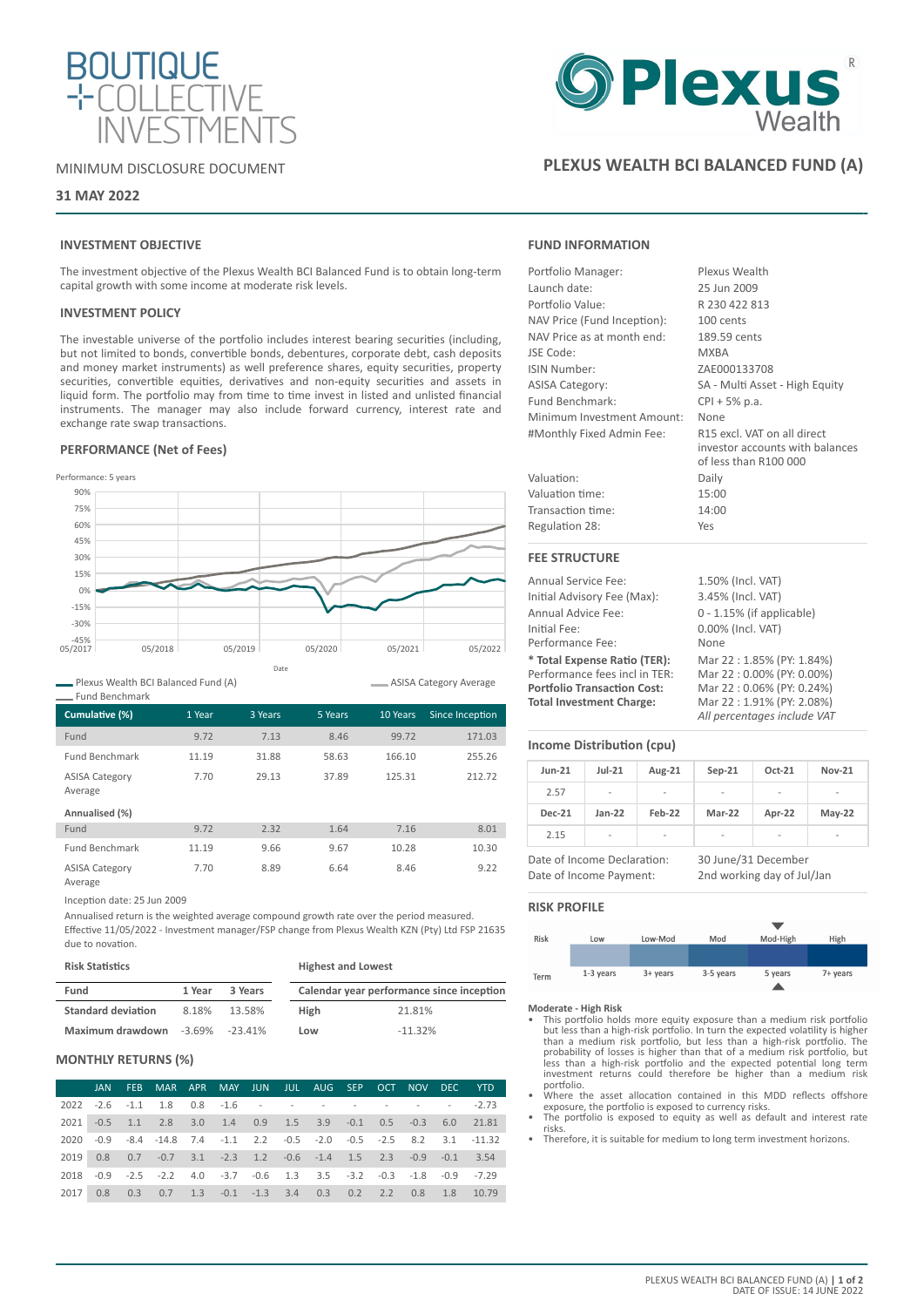BOUTIQUE COLLECTIVE INVESTMENTS

MINIMUM DISCLOSURE DOCUMENT

**31 MAY 2022**

Plexus Wealth

# PLEXUS WEALTH BCI BALANCED FUND (A)

## INVESTMENT OBJECTIVE

The investment objective of the Plexus Wealth BCI Balanced Fund is to obtain long-term capital growth with some income at moderate risk levels.

## INVESTMENT POLICY

The investable universe of the portfolio includes interest bearing securities (including, but not limited to bonds, convertible bonds, debentures, corporate debt, cash deposits and money market instruments) as well preference shares, equity securities, property securities, convertible equities, derivatives and non-equity securities and assets in liquid form. The portfolio may from time to time invest in listed and unlisted financial instruments. The manager may also include forward currency, interest rate and exchange rate swap transactions.

## PERFORMANCE (Net of Fees)

Performance: 5 years

Plexus Wealth BCI Balanced Fund (A) — Fund Benchmark — ASISA Category Average

| Cumulative (%) | 1 Year | 3 Years | 5 Years | 10 Years | Since Inception |
|---|---|---|---|---|---|
| Fund | 9.72 | 7.13 | 8.46 | 99.72 | 171.03 |
| Fund Benchmark | 11.19 | 31.88 | 58.63 | 166.10 | 255.26 |
| ASISA Category Average | 7.70 | 29.13 | 37.89 | 125.31 | 212.72 |
| **Annualised (%)** | | | | | |
| Fund | 9.72 | 2.32 | 1.64 | 7.16 | 8.01 |
| Fund Benchmark | 11.19 | 9.66 | 9.67 | 10.28 | 10.30 |
| ASISA Category Average | 7.70 | 8.89 | 6.64 | 8.46 | 9.22 |

Inception date: 25 Jun 2009

Annualised return is the weighted average compound growth rate over the period measured.

Effective 11/05/2022 - Investment manager/FSP change from Plexus Wealth KZN (Pty) Ltd FSP 21635 due to novation.

**Risk Statistics**

| Fund | 1 Year | 3 Years |
|---|---|---|
| **Standard deviation** | 8.18% | 13.58% |
| **Maximum drawdown** | -3.69% | -23.41% |

**Highest and Lowest**

| Calendar year performance since inception | |
|---|---|
| **High** | 21.81% |
| **Low** | -11.32% |

## MONTHLY RETURNS (%)

| | JAN | FEB | MAR | APR | MAY | JUN | JUL | AUG | SEP | OCT | NOV | DEC | YTD |
|---|---|---|---|---|---|---|---|---|---|---|---|---|---|
| 2022 | -2.6 | -1.1 | 1.8 | 0.8 | -1.6 | - | - | - | - | - | - | - | -2.73 |
| 2021 | -0.5 | 1.1 | 2.8 | 3.0 | 1.4 | 0.9 | 1.5 | 3.9 | -0.1 | 0.5 | -0.3 | 6.0 | 21.81 |
| 2020 | -0.9 | -8.4 | -14.8 | 7.4 | -1.1 | 2.2 | -0.5 | -2.0 | -0.5 | -2.5 | 8.2 | 3.1 | -11.32 |
| 2019 | 0.8 | 0.7 | -0.7 | 3.1 | -2.3 | 1.2 | -0.6 | -1.4 | 1.5 | 2.3 | -0.9 | -0.1 | 3.54 |
| 2018 | -0.9 | -2.5 | -2.2 | 4.0 | -3.7 | -0.6 | 1.3 | 3.5 | -3.2 | -0.3 | -1.8 | -0.9 | -7.29 |
| 2017 | 0.8 | 0.3 | 0.7 | 1.3 | -0.1 | -1.3 | 3.4 | 0.3 | 0.2 | 2.2 | 0.8 | 1.8 | 10.79 |

## FUND INFORMATION

| | |
|---|---|
| Portfolio Manager: | Plexus Wealth |
| Launch date: | 25 Jun 2009 |
| Portfolio Value: | R 230 422 813 |
| NAV Price (Fund Inception): | 100 cents |
| NAV Price as at month end: | 189.59 cents |
| JSE Code: | MXBA |
| ISIN Number: | ZAE000133708 |
| ASISA Category: | SA - Multi Asset - High Equity |
| Fund Benchmark: | CPI + 5% p.a. |
| Minimum Investment Amount: | None |
| #Monthly Fixed Admin Fee: | R15 excl. VAT on all direct investor accounts with balances of less than R100 000 |
| Valuation: | Daily |
| Valuation time: | 15:00 |
| Transaction time: | 14:00 |
| Regulation 28: | Yes |

## FEE STRUCTURE

| | |
|---|---|
| Annual Service Fee: | 1.50% (Incl. VAT) |
| Initial Advisory Fee (Max): | 3.45% (Incl. VAT) |
| Annual Advice Fee: | 0 - 1.15% (if applicable) |
| Initial Fee: | 0.00% (Incl. VAT) |
| Performance Fee: | None |
| **\* Total Expense Ratio (TER):** | Mar 22 : 1.85% (PY: 1.84%) |
| Performance fees incl in TER: | Mar 22 : 0.00% (PY: 0.00%) |
| **Portfolio Transaction Cost:** | Mar 22 : 0.06% (PY: 0.24%) |
| **Total Investment Charge:** | Mar 22 : 1.91% (PY: 2.08%) |

*All percentages include VAT*

## Income Distribution (cpu)

| Jun-21 | Jul-21 | Aug-21 | Sep-21 | Oct-21 | Nov-21 |
|---|---|---|---|---|---|
| 2.57 | - | - | - | - | - |
| **Dec-21** | **Jan-22** | **Feb-22** | **Mar-22** | **Apr-22** | **May-22** |
| 2.15 | - | - | - | - | - |

| | |
|---|---|
| Date of Income Declaration: | 30 June/31 December |
| Date of Income Payment: | 2nd working day of Jul/Jan |

## RISK PROFILE

| Risk | Low | Low-Mod | Mod | Mod-High | High |
|---|---|---|---|---|---|
| Term | 1-3 years | 3+ years | 3-5 years | 5 years | 7+ years |

**Moderate - High Risk**

- This portfolio holds more equity exposure than a medium risk portfolio but less than a high-risk portfolio. In turn the expected volatility is higher than a medium risk portfolio, but less than a high-risk portfolio. The probability of losses is higher than that of a medium risk portfolio, but less than a high-risk portfolio and the expected potential long term investment returns could therefore be higher than a medium risk portfolio.
- Where the asset allocation contained in this MDD reflects offshore exposure, the portfolio is exposed to currency risks.
- The portfolio is exposed to equity as well as default and interest rate risks.
- Therefore, it is suitable for medium to long term investment horizons.

DATE OF ISSUE: 14 JUNE 2022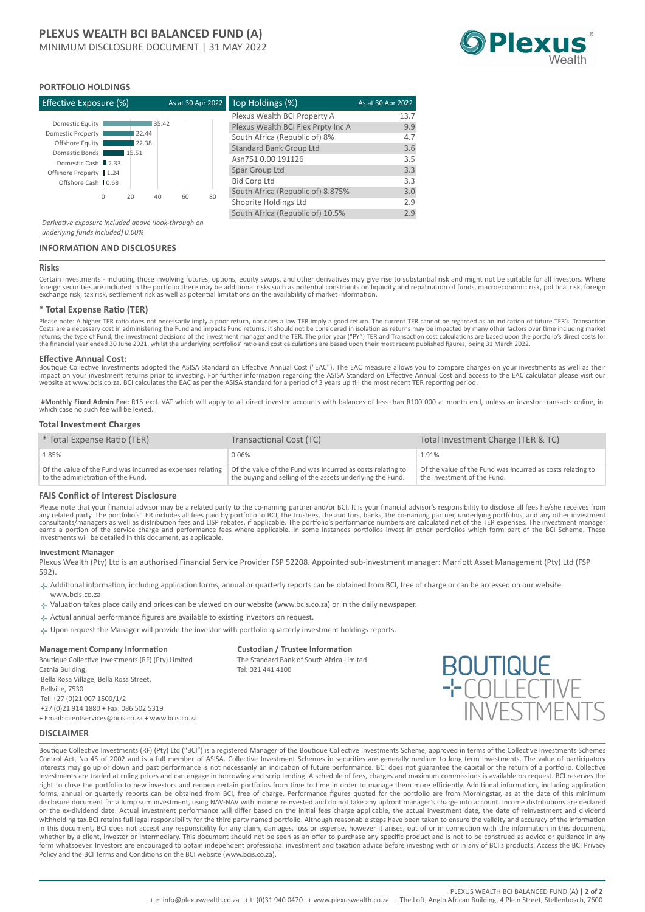# PLEXUS WEALTH BCI BALANCED FUND (A)

MINIMUM DISCLOSURE DOCUMENT | 31 MAY 2022

## PORTFOLIO HOLDINGS

Effective Exposure (%) As at 30 Apr 2022

Domestic Equity 35.42
Domestic Property 22.44
Offshore Equity 22.38
Domestic Bonds 15.51
Domestic Cash 2.33
Offshore Property 1.24
Offshore Cash 0.68

0 20 40 60 80

*Derivative exposure included above (look-through on underlying funds included) 0.00%*

| Top Holdings (%) | As at 30 Apr 2022 |
|---|---|
| Plexus Wealth BCI Property A | 13.7 |
| Plexus Wealth BCI Flex Prpty Inc A | 9.9 |
| South Africa (Republic of) 8% | 4.7 |
| Standard Bank Group Ltd | 3.6 |
| Asn751 0.00 191126 | 3.5 |
| Spar Group Ltd | 3.3 |
| Bid Corp Ltd | 3.3 |
| South Africa (Republic of) 8.875% | 3.0 |
| Shoprite Holdings Ltd | 2.9 |
| South Africa (Republic of) 10.5% | 2.9 |

## INFORMATION AND DISCLOSURES

### Risks

Certain investments - including those involving futures, options, equity swaps, and other derivatives may give rise to substantial risk and might not be suitable for all investors. Where foreign securities are included in the portfolio there may be additional risks such as potential constraints on liquidity and repatriation of funds, macroeconomic risk, political risk, foreign exchange risk, tax risk, settlement risk as well as potential limitations on the availability of market information.

### * Total Expense Ratio (TER)

Please note: A higher TER ratio does not necessarily imply a poor return, nor does a low TER imply a good return. The current TER cannot be regarded as an indication of future TER's. Transaction Costs are a necessary cost in administering the Fund and impacts Fund returns. It should not be considered in isolation as returns may be impacted by many other factors over time including market returns, the type of Fund, the investment decisions of the investment manager and the TER. The prior year ("PY") TER and Transaction cost calculations are based upon the portfolio's direct costs for the financial year ended 30 June 2021, whilst the underlying portfolios' ratio and cost calculations are based upon their most recent published figures, being 31 March 2022.

### Effective Annual Cost:

Boutique Collective Investments adopted the ASISA Standard on Effective Annual Cost ("EAC"). The EAC measure allows you to compare charges on your investments as well as their impact on your investment returns prior to investing. For further information regarding the ASISA Standard on Effective Annual Cost and access to the EAC calculator please visit our website at www.bcis.co.za. BCI calculates the EAC as per the ASISA standard for a period of 3 years up till the most recent TER reporting period.

**#Monthly Fixed Admin Fee:** R15 excl. VAT which will apply to all direct investor accounts with balances of less than R100 000 at month end, unless an investor transacts online, in which case no such fee will be levied.

### Total Investment Charges

| * Total Expense Ratio (TER) | Transactional Cost (TC) | Total Investment Charge (TER & TC) |
|---|---|---|
| 1.85% | 0.06% | 1.91% |
| Of the value of the Fund was incurred as expenses relating to the administration of the Fund. | Of the value of the Fund was incurred as costs relating to the buying and selling of the assets underlying the Fund. | Of the value of the Fund was incurred as costs relating to the investment of the Fund. |

### FAIS Conflict of Interest Disclosure

Please note that your financial advisor may be a related party to the co-naming partner and/or BCI. It is your financial advisor's responsibility to disclose all fees he/she receives from any related party. The portfolio's TER includes all fees paid by portfolio to BCI, the trustees, the auditors, banks, the co-naming partner, underlying portfolios, and any other investment consultants/managers as well as distribution fees and LISP rebates, if applicable. The portfolio's performance numbers are calculated net of the TER expenses. The investment manager earns a portion of the service charge and performance fees where applicable. In some instances portfolios invest in other portfolios which form part of the BCI Scheme. These investments will be detailed in this document, as applicable.

#### Investment Manager

Plexus Wealth (Pty) Ltd is an authorised Financial Service Provider FSP 52208. Appointed sub-investment manager: Marriott Asset Management (Pty) Ltd (FSP 592).

- Additional information, including application forms, annual or quarterly reports can be obtained from BCI, free of charge or can be accessed on our website www.bcis.co.za.
- Valuation takes place daily and prices can be viewed on our website (www.bcis.co.za) or in the daily newspaper.
- Actual annual performance figures are available to existing investors on request.
- Upon request the Manager will provide the investor with portfolio quarterly investment holdings reports.

#### Management Company Information

Boutique Collective Investments (RF) (Pty) Limited
Catnia Building,
Bella Rosa Village, Bella Rosa Street,
Bellville, 7530
Tel: +27 (0)21 007 1500/1/2
+27 (0)21 914 1880 + Fax: 086 502 5319
+ Email: clientservices@bcis.co.za + www.bcis.co.za

#### Custodian / Trustee Information

The Standard Bank of South Africa Limited
Tel: 021 441 4100

BOUTIQUE COLLECTIVE INVESTMENTS

### DISCLAIMER

Boutique Collective Investments (RF) (Pty) Ltd ("BCI") is a registered Manager of the Boutique Collective Investments Scheme, approved in terms of the Collective Investments Schemes Control Act, No 45 of 2002 and is a full member of ASISA. Collective Investment Schemes in securities are generally medium to long term investments. The value of participatory interests may go up or down and past performance is not necessarily an indication of future performance. BCI does not guarantee the capital or the return of a portfolio. Collective Investments are traded at ruling prices and can engage in borrowing and scrip lending. A schedule of fees, charges and maximum commissions is available on request. BCI reserves the right to close the portfolio to new investors and reopen certain portfolios from time to time in order to manage them more efficiently. Additional information, including application forms, annual or quarterly reports can be obtained from BCI, free of charge. Performance figures quoted for the portfolio are from Morningstar, as at the date of this minimum disclosure document for a lump sum investment, using NAV-NAV with income reinvested and do not take any upfront manager's charge into account. Income distributions are declared on the ex-dividend date. Actual investment performance will differ based on the initial fees charge applicable, the actual investment date, the date of reinvestment and dividend withholding tax.BCI retains full legal responsibility for the third party named portfolio. Although reasonable steps have been taken to ensure the validity and accuracy of the information in this document, BCI does not accept any responsibility for any claim, damages, loss or expense, however it arises, out of or in connection with the information in this document, whether by a client, investor or intermediary. This document should not be seen as an offer to purchase any specific product and is not to be construed as advice or guidance in any form whatsoever. Investors are encouraged to obtain independent professional investment and taxation advice before investing with or in any of BCI's products. Access the BCI Privacy Policy and the BCI Terms and Conditions on the BCI website (www.bcis.co.za).

+ e: info@plexuswealth.co.za + t: (0)31 940 0470 + www.plexuswealth.co.za + The Loft, Anglo African Building, 4 Plein Street, Stellenbosch, 7600